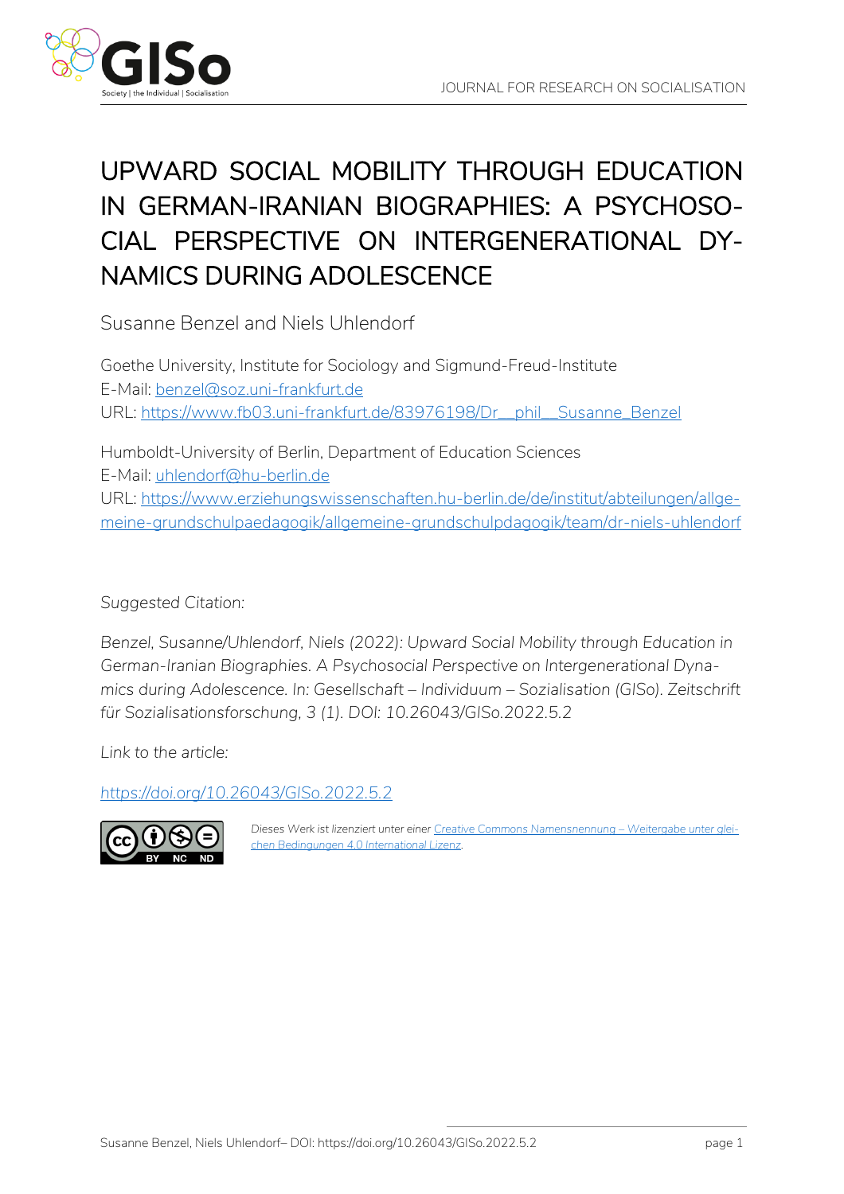# UPWARD SOCIAL MOBILITY THROUGH EDUCATION IN GERMAN-IRANIAN BIOGRAPHIES: A PSYCHOSOCIAL PERSPECTIVE ON INTERGENERATIONAL DYNAMICS DURING ADOLESCENCE

Susanne Benzel and Niels Uhlendorf

Goethe University, Institute for Sociology and Sigmund-Freud-Institute
E-Mail: benzel@soz.uni-frankfurt.de
URL: https://www.fb03.uni-frankfurt.de/83976198/Dr__phil__Susanne_Benzel

Humboldt-University of Berlin, Department of Education Sciences
E-Mail: uhlendorf@hu-berlin.de
URL: https://www.erziehungswissenschaften.hu-berlin.de/de/institut/abteilungen/allgemeine-grundschulpaedagogik/allgemeine-grundschulpdagogik/team/dr-niels-uhlendorf

*Suggested Citation:*

*Benzel, Susanne/Uhlendorf, Niels (2022): Upward Social Mobility through Education in German-Iranian Biographies. A Psychosocial Perspective on Intergenerational Dynamics during Adolescence. In: Gesellschaft – Individuum – Sozialisation (GISo). Zeitschrift für Sozialisationsforschung, 3 (1). DOI: 10.26043/GISo.2022.5.2*

*Link to the article:*

https://doi.org/10.26043/GISo.2022.5.2

*Dieses Werk ist lizenziert unter einer Creative Commons Namensnennung – Weitergabe unter gleichen Bedingungen 4.0 International Lizenz.*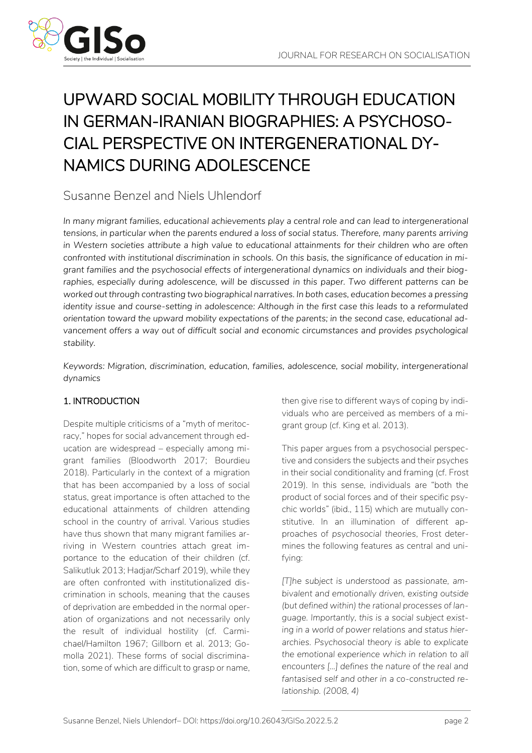# UPWARD SOCIAL MOBILITY THROUGH EDUCATION IN GERMAN-IRANIAN BIOGRAPHIES: A PSYCHOSOCIAL PERSPECTIVE ON INTERGENERATIONAL DYNAMICS DURING ADOLESCENCE

Susanne Benzel and Niels Uhlendorf

*In many migrant families, educational achievements play a central role and can lead to intergenerational tensions, in particular when the parents endured a loss of social status. Therefore, many parents arriving in Western societies attribute a high value to educational attainments for their children who are often confronted with institutional discrimination in schools. On this basis, the significance of education in migrant families and the psychosocial effects of intergenerational dynamics on individuals and their biographies, especially during adolescence, will be discussed in this paper. Two different patterns can be worked out through contrasting two biographical narratives. In both cases, education becomes a pressing identity issue and course-setting in adolescence: Although in the first case this leads to a reformulated orientation toward the upward mobility expectations of the parents; in the second case, educational advancement offers a way out of difficult social and economic circumstances and provides psychological stability.*

*Keywords: Migration, discrimination, education, families, adolescence, social mobility, intergenerational dynamics*

## 1. INTRODUCTION

Despite multiple criticisms of a "myth of meritocracy," hopes for social advancement through education are widespread – especially among migrant families (Bloodworth 2017; Bourdieu 2018). Particularly in the context of a migration that has been accompanied by a loss of social status, great importance is often attached to the educational attainments of children attending school in the country of arrival. Various studies have thus shown that many migrant families arriving in Western countries attach great importance to the education of their children (cf. Salikutluk 2013; Hadjar/Scharf 2019), while they are often confronted with institutionalized discrimination in schools, meaning that the causes of deprivation are embedded in the normal operation of organizations and not necessarily only the result of individual hostility (cf. Carmichael/Hamilton 1967; Gillborn et al. 2013; Gomolla 2021). These forms of social discrimination, some of which are difficult to grasp or name, then give rise to different ways of coping by individuals who are perceived as members of a migrant group (cf. King et al. 2013).

This paper argues from a psychosocial perspective and considers the subjects and their psyches in their social conditionality and framing (cf. Frost 2019). In this sense, individuals are "both the product of social forces and of their specific psychic worlds" (ibid., 115) which are mutually constitutive. In an illumination of different approaches of psychosocial theories, Frost determines the following features as central and unifying:

> *[T]he subject is understood as passionate, ambivalent and emotionally driven, existing outside (but defined within) the rational processes of language. Importantly, this is a social subject existing in a world of power relations and status hierarchies. Psychosocial theory is able to explicate the emotional experience which in relation to all encounters [...] defines the nature of the real and fantasised self and other in a co-constructed relationship. (2008, 4)*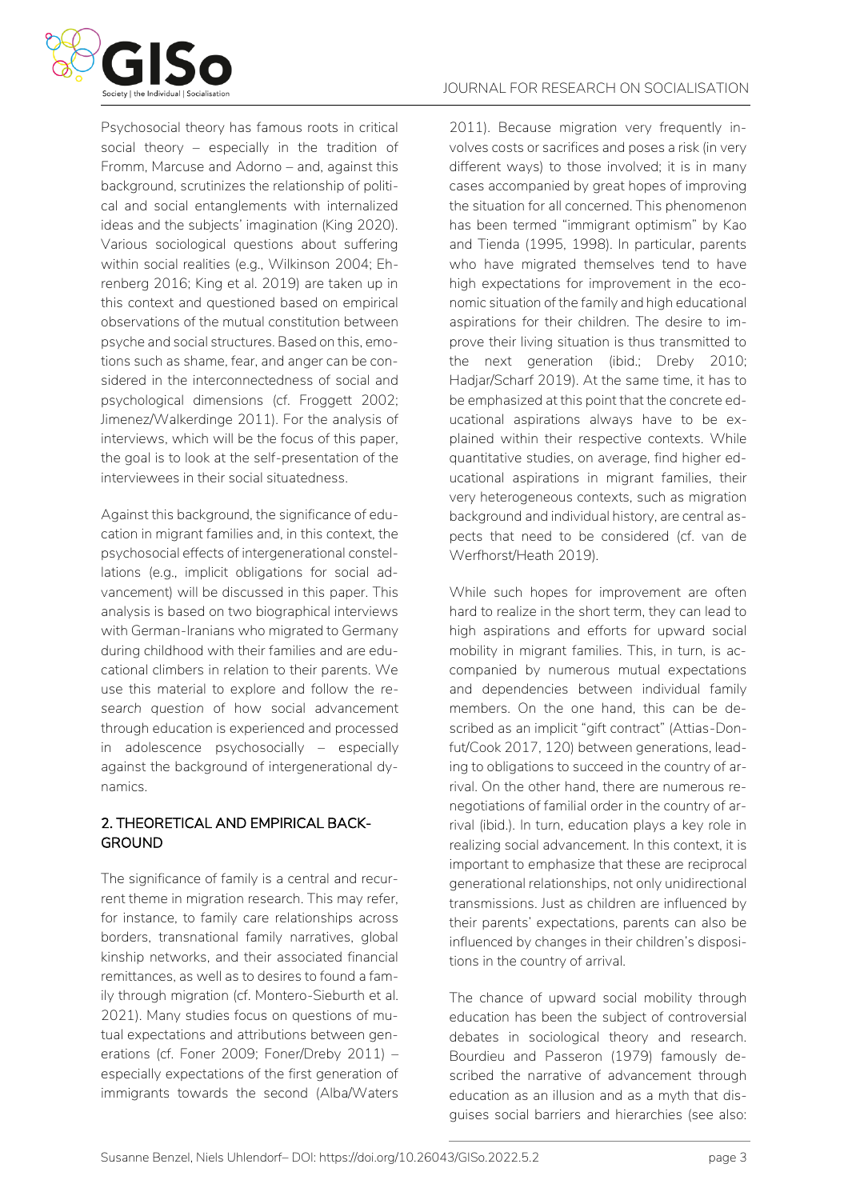Psychosocial theory has famous roots in critical social theory – especially in the tradition of Fromm, Marcuse and Adorno – and, against this background, scrutinizes the relationship of political and social entanglements with internalized ideas and the subjects' imagination (King 2020). Various sociological questions about suffering within social realities (e.g., Wilkinson 2004; Ehrenberg 2016; King et al. 2019) are taken up in this context and questioned based on empirical observations of the mutual constitution between psyche and social structures. Based on this, emotions such as shame, fear, and anger can be considered in the interconnectedness of social and psychological dimensions (cf. Froggett 2002; Jimenez/Walkerdinge 2011). For the analysis of interviews, which will be the focus of this paper, the goal is to look at the self-presentation of the interviewees in their social situatedness.

Against this background, the significance of education in migrant families and, in this context, the psychosocial effects of intergenerational constellations (e.g., implicit obligations for social advancement) will be discussed in this paper. This analysis is based on two biographical interviews with German-Iranians who migrated to Germany during childhood with their families and are educational climbers in relation to their parents. We use this material to explore and follow the *research question* of how social advancement through education is experienced and processed in adolescence psychosocially – especially against the background of intergenerational dynamics.

## 2. THEORETICAL AND EMPIRICAL BACKGROUND

The significance of family is a central and recurrent theme in migration research. This may refer, for instance, to family care relationships across borders, transnational family narratives, global kinship networks, and their associated financial remittances, as well as to desires to found a family through migration (cf. Montero-Sieburth et al. 2021). Many studies focus on questions of mutual expectations and attributions between generations (cf. Foner 2009; Foner/Dreby 2011) – especially expectations of the first generation of immigrants towards the second (Alba/Waters 2011). Because migration very frequently involves costs or sacrifices and poses a risk (in very different ways) to those involved; it is in many cases accompanied by great hopes of improving the situation for all concerned. This phenomenon has been termed "immigrant optimism" by Kao and Tienda (1995, 1998). In particular, parents who have migrated themselves tend to have high expectations for improvement in the economic situation of the family and high educational aspirations for their children. The desire to improve their living situation is thus transmitted to the next generation (ibid.; Dreby 2010; Hadjar/Scharf 2019). At the same time, it has to be emphasized at this point that the concrete educational aspirations always have to be explained within their respective contexts. While quantitative studies, on average, find higher educational aspirations in migrant families, their very heterogeneous contexts, such as migration background and individual history, are central aspects that need to be considered (cf. van de Werfhorst/Heath 2019).

While such hopes for improvement are often hard to realize in the short term, they can lead to high aspirations and efforts for upward social mobility in migrant families. This, in turn, is accompanied by numerous mutual expectations and dependencies between individual family members. On the one hand, this can be described as an implicit "gift contract" (Attias-Donfut/Cook 2017, 120) between generations, leading to obligations to succeed in the country of arrival. On the other hand, there are numerous renegotiations of familial order in the country of arrival (ibid.). In turn, education plays a key role in realizing social advancement. In this context, it is important to emphasize that these are reciprocal generational relationships, not only unidirectional transmissions. Just as children are influenced by their parents' expectations, parents can also be influenced by changes in their children's dispositions in the country of arrival.

The chance of upward social mobility through education has been the subject of controversial debates in sociological theory and research. Bourdieu and Passeron (1979) famously described the narrative of advancement through education as an illusion and as a myth that disguises social barriers and hierarchies (see also: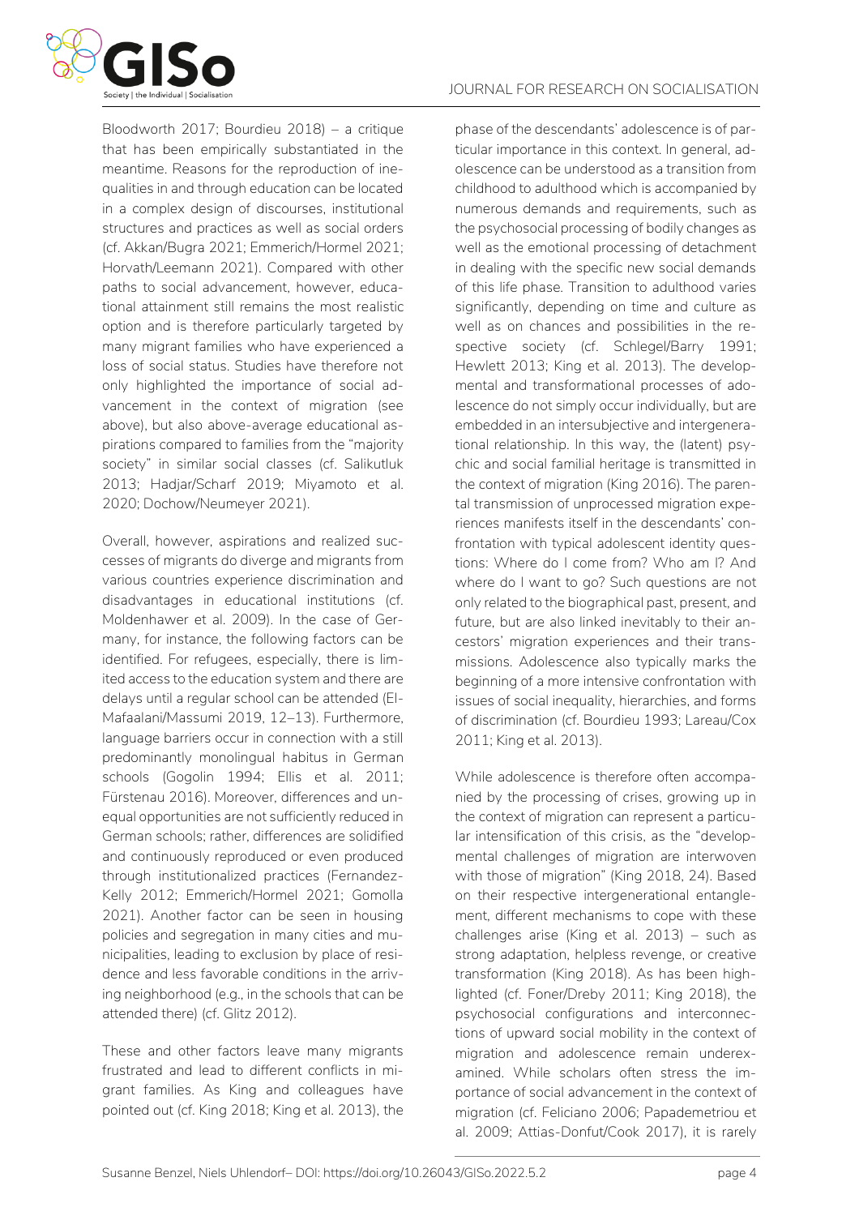Bloodworth 2017; Bourdieu 2018) – a critique that has been empirically substantiated in the meantime. Reasons for the reproduction of inequalities in and through education can be located in a complex design of discourses, institutional structures and practices as well as social orders (cf. Akkan/Bugra 2021; Emmerich/Hormel 2021; Horvath/Leemann 2021). Compared with other paths to social advancement, however, educational attainment still remains the most realistic option and is therefore particularly targeted by many migrant families who have experienced a loss of social status. Studies have therefore not only highlighted the importance of social advancement in the context of migration (see above), but also above-average educational aspirations compared to families from the "majority society" in similar social classes (cf. Salikutluk 2013; Hadjar/Scharf 2019; Miyamoto et al. 2020; Dochow/Neumeyer 2021).

Overall, however, aspirations and realized successes of migrants do diverge and migrants from various countries experience discrimination and disadvantages in educational institutions (cf. Moldenhawer et al. 2009). In the case of Germany, for instance, the following factors can be identified. For refugees, especially, there is limited access to the education system and there are delays until a regular school can be attended (El-Mafaalani/Massumi 2019, 12–13). Furthermore, language barriers occur in connection with a still predominantly monolingual habitus in German schools (Gogolin 1994; Ellis et al. 2011; Fürstenau 2016). Moreover, differences and unequal opportunities are not sufficiently reduced in German schools; rather, differences are solidified and continuously reproduced or even produced through institutionalized practices (Fernandez-Kelly 2012; Emmerich/Hormel 2021; Gomolla 2021). Another factor can be seen in housing policies and segregation in many cities and municipalities, leading to exclusion by place of residence and less favorable conditions in the arriving neighborhood (e.g., in the schools that can be attended there) (cf. Glitz 2012).

These and other factors leave many migrants frustrated and lead to different conflicts in migrant families. As King and colleagues have pointed out (cf. King 2018; King et al. 2013), the phase of the descendants' adolescence is of particular importance in this context. In general, adolescence can be understood as a transition from childhood to adulthood which is accompanied by numerous demands and requirements, such as the psychosocial processing of bodily changes as well as the emotional processing of detachment in dealing with the specific new social demands of this life phase. Transition to adulthood varies significantly, depending on time and culture as well as on chances and possibilities in the respective society (cf. Schlegel/Barry 1991; Hewlett 2013; King et al. 2013). The developmental and transformational processes of adolescence do not simply occur individually, but are embedded in an intersubjective and intergenerational relationship. In this way, the (latent) psychic and social familial heritage is transmitted in the context of migration (King 2016). The parental transmission of unprocessed migration experiences manifests itself in the descendants' confrontation with typical adolescent identity questions: Where do I come from? Who am I? And where do I want to go? Such questions are not only related to the biographical past, present, and future, but are also linked inevitably to their ancestors' migration experiences and their transmissions. Adolescence also typically marks the beginning of a more intensive confrontation with issues of social inequality, hierarchies, and forms of discrimination (cf. Bourdieu 1993; Lareau/Cox 2011; King et al. 2013).

While adolescence is therefore often accompanied by the processing of crises, growing up in the context of migration can represent a particular intensification of this crisis, as the "developmental challenges of migration are interwoven with those of migration" (King 2018, 24). Based on their respective intergenerational entanglement, different mechanisms to cope with these challenges arise (King et al. 2013) – such as strong adaptation, helpless revenge, or creative transformation (King 2018). As has been highlighted (cf. Foner/Dreby 2011; King 2018), the psychosocial configurations and interconnections of upward social mobility in the context of migration and adolescence remain underexamined. While scholars often stress the importance of social advancement in the context of migration (cf. Feliciano 2006; Papademetriou et al. 2009; Attias-Donfut/Cook 2017), it is rarely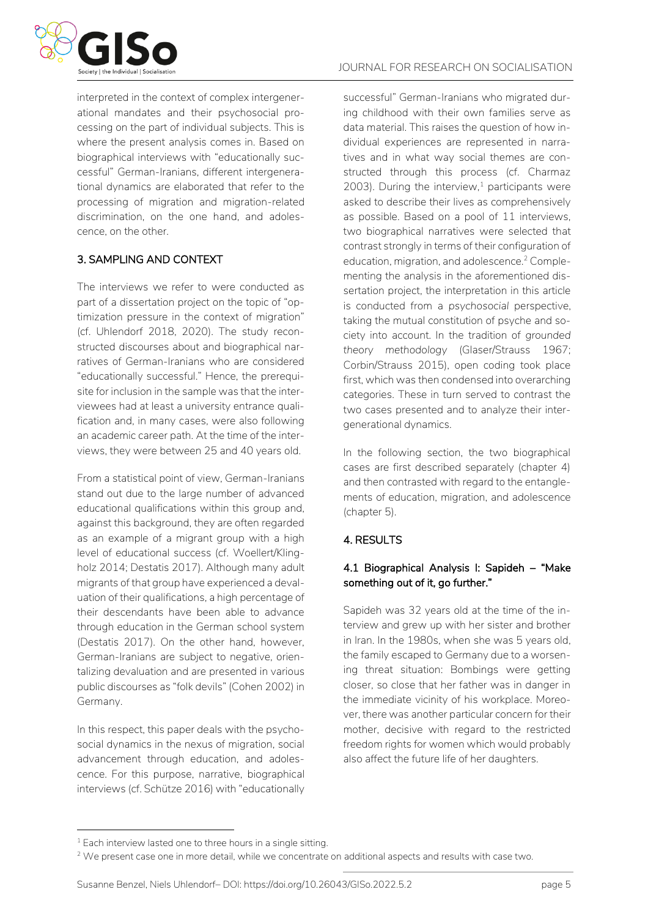interpreted in the context of complex intergenerational mandates and their psychosocial processing on the part of individual subjects. This is where the present analysis comes in. Based on biographical interviews with "educationally successful" German-Iranians, different intergenerational dynamics are elaborated that refer to the processing of migration and migration-related discrimination, on the one hand, and adolescence, on the other.

## 3. SAMPLING AND CONTEXT

The interviews we refer to were conducted as part of a dissertation project on the topic of "optimization pressure in the context of migration" (cf. Uhlendorf 2018, 2020). The study reconstructed discourses about and biographical narratives of German-Iranians who are considered "educationally successful." Hence, the prerequisite for inclusion in the sample was that the interviewees had at least a university entrance qualification and, in many cases, were also following an academic career path. At the time of the interviews, they were between 25 and 40 years old.

From a statistical point of view, German-Iranians stand out due to the large number of advanced educational qualifications within this group and, against this background, they are often regarded as an example of a migrant group with a high level of educational success (cf. Woellert/Klingholz 2014; Destatis 2017). Although many adult migrants of that group have experienced a devaluation of their qualifications, a high percentage of their descendants have been able to advance through education in the German school system (Destatis 2017). On the other hand, however, German-Iranians are subject to negative, orientalizing devaluation and are presented in various public discourses as "folk devils" (Cohen 2002) in Germany.

In this respect, this paper deals with the psychosocial dynamics in the nexus of migration, social advancement through education, and adolescence. For this purpose, narrative, biographical interviews (cf. Schütze 2016) with "educationally successful" German-Iranians who migrated during childhood with their own families serve as data material. This raises the question of how individual experiences are represented in narratives and in what way social themes are constructed through this process (cf. Charmaz 2003). During the interview,[1] participants were asked to describe their lives as comprehensively as possible. Based on a pool of 11 interviews, two biographical narratives were selected that contrast strongly in terms of their configuration of education, migration, and adolescence.[2] Complementing the analysis in the aforementioned dissertation project, the interpretation in this article is conducted from a *psychosocial* perspective, taking the mutual constitution of psyche and society into account. In the tradition of *grounded theory methodology* (Glaser/Strauss 1967; Corbin/Strauss 2015), open coding took place first, which was then condensed into overarching categories. These in turn served to contrast the two cases presented and to analyze their intergenerational dynamics.

In the following section, the two biographical cases are first described separately (chapter 4) and then contrasted with regard to the entanglements of education, migration, and adolescence (chapter 5).

## 4. RESULTS

### 4.1 Biographical Analysis I: Sapideh – "Make something out of it, go further."

Sapideh was 32 years old at the time of the interview and grew up with her sister and brother in Iran. In the 1980s, when she was 5 years old, the family escaped to Germany due to a worsening threat situation: Bombings were getting closer, so close that her father was in danger in the immediate vicinity of his workplace. Moreover, there was another particular concern for their mother, decisive with regard to the restricted freedom rights for women which would probably also affect the future life of her daughters.

---

[1] Each interview lasted one to three hours in a single sitting.

[2] We present case one in more detail, while we concentrate on additional aspects and results with case two.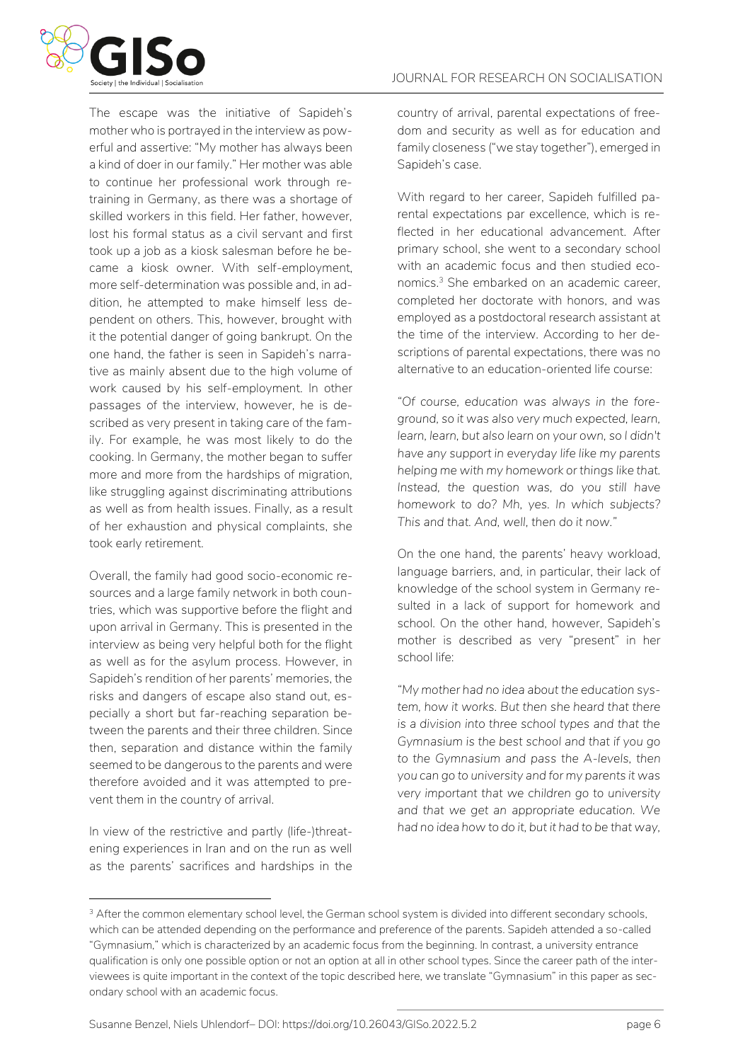The escape was the initiative of Sapideh's mother who is portrayed in the interview as powerful and assertive: "My mother has always been a kind of doer in our family." Her mother was able to continue her professional work through retraining in Germany, as there was a shortage of skilled workers in this field. Her father, however, lost his formal status as a civil servant and first took up a job as a kiosk salesman before he became a kiosk owner. With self-employment, more self-determination was possible and, in addition, he attempted to make himself less dependent on others. This, however, brought with it the potential danger of going bankrupt. On the one hand, the father is seen in Sapideh's narrative as mainly absent due to the high volume of work caused by his self-employment. In other passages of the interview, however, he is described as very present in taking care of the family. For example, he was most likely to do the cooking. In Germany, the mother began to suffer more and more from the hardships of migration, like struggling against discriminating attributions as well as from health issues. Finally, as a result of her exhaustion and physical complaints, she took early retirement.

Overall, the family had good socio-economic resources and a large family network in both countries, which was supportive before the flight and upon arrival in Germany. This is presented in the interview as being very helpful both for the flight as well as for the asylum process. However, in Sapideh's rendition of her parents' memories, the risks and dangers of escape also stand out, especially a short but far-reaching separation between the parents and their three children. Since then, separation and distance within the family seemed to be dangerous to the parents and were therefore avoided and it was attempted to prevent them in the country of arrival.

In view of the restrictive and partly (life-)threatening experiences in Iran and on the run as well as the parents' sacrifices and hardships in the country of arrival, parental expectations of freedom and security as well as for education and family closeness ("we stay together"), emerged in Sapideh's case.

With regard to her career, Sapideh fulfilled parental expectations par excellence, which is reflected in her educational advancement. After primary school, she went to a secondary school with an academic focus and then studied economics.[3] She embarked on an academic career, completed her doctorate with honors, and was employed as a postdoctoral research assistant at the time of the interview. According to her descriptions of parental expectations, there was no alternative to an education-oriented life course:

*"Of course, education was always in the foreground, so it was also very much expected, learn, learn, learn, but also learn on your own, so I didn't have any support in everyday life like my parents helping me with my homework or things like that. Instead, the question was, do you still have homework to do? Mh, yes. In which subjects? This and that. And, well, then do it now."*

On the one hand, the parents' heavy workload, language barriers, and, in particular, their lack of knowledge of the school system in Germany resulted in a lack of support for homework and school. On the other hand, however, Sapideh's mother is described as very "present" in her school life:

*"My mother had no idea about the education system, how it works. But then she heard that there is a division into three school types and that the Gymnasium is the best school and that if you go to the Gymnasium and pass the A-levels, then you can go to university and for my parents it was very important that we children go to university and that we get an appropriate education. We had no idea how to do it, but it had to be that way,*

---

[3] After the common elementary school level, the German school system is divided into different secondary schools, which can be attended depending on the performance and preference of the parents. Sapideh attended a so-called "Gymnasium," which is characterized by an academic focus from the beginning. In contrast, a university entrance qualification is only one possible option or not an option at all in other school types. Since the career path of the interviewees is quite important in the context of the topic described here, we translate "Gymnasium" in this paper as secondary school with an academic focus.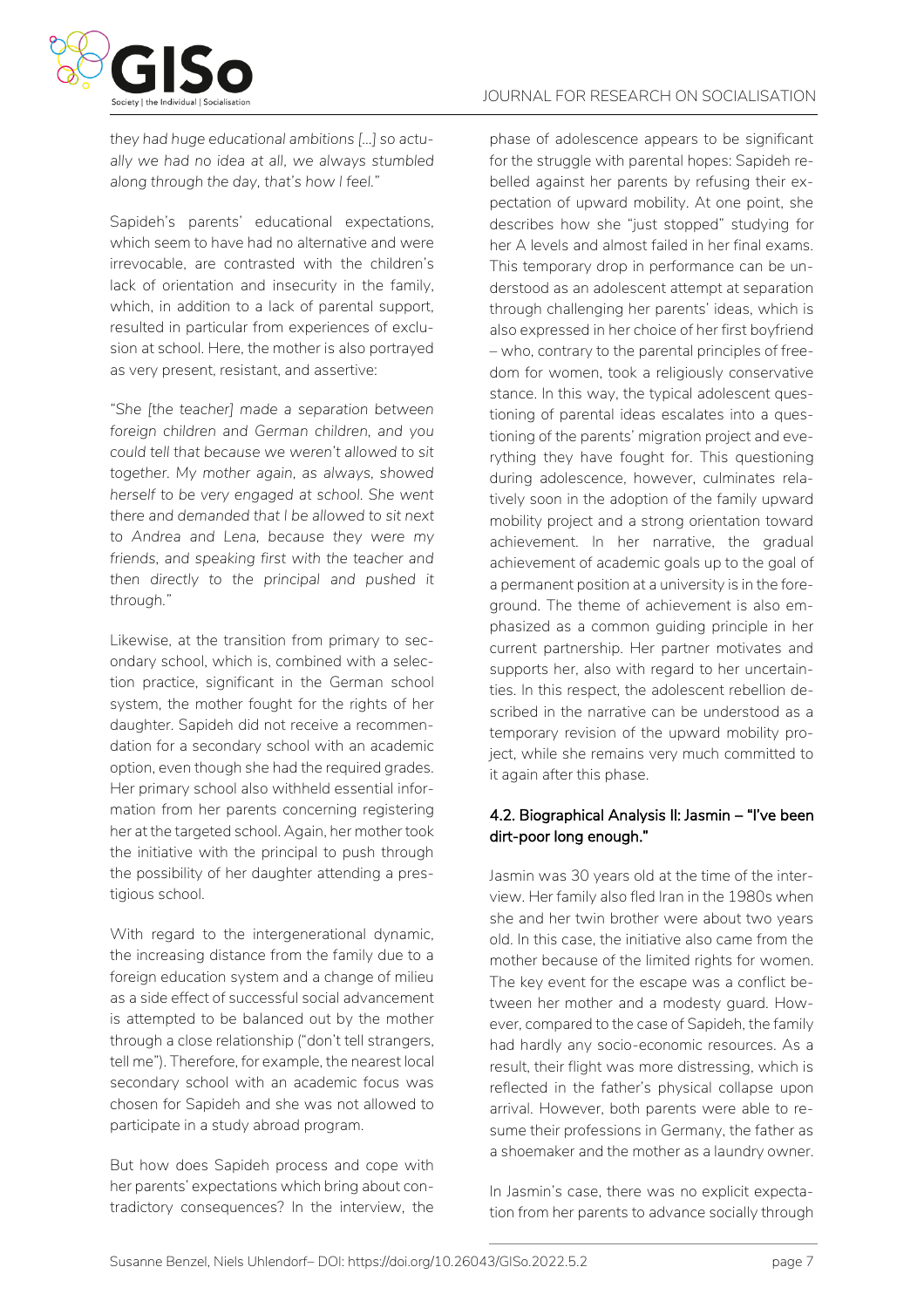*they had huge educational ambitions [...] so actually we had no idea at all, we always stumbled along through the day, that's how I feel."*

Sapideh's parents' educational expectations, which seem to have had no alternative and were irrevocable, are contrasted with the children's lack of orientation and insecurity in the family, which, in addition to a lack of parental support, resulted in particular from experiences of exclusion at school. Here, the mother is also portrayed as very present, resistant, and assertive:

*"She [the teacher] made a separation between foreign children and German children, and you could tell that because we weren't allowed to sit together. My mother again, as always, showed herself to be very engaged at school. She went there and demanded that I be allowed to sit next to Andrea and Lena, because they were my friends, and speaking first with the teacher and then directly to the principal and pushed it through."*

Likewise, at the transition from primary to secondary school, which is, combined with a selection practice, significant in the German school system, the mother fought for the rights of her daughter. Sapideh did not receive a recommendation for a secondary school with an academic option, even though she had the required grades. Her primary school also withheld essential information from her parents concerning registering her at the targeted school. Again, her mother took the initiative with the principal to push through the possibility of her daughter attending a prestigious school.

With regard to the intergenerational dynamic, the increasing distance from the family due to a foreign education system and a change of milieu as a side effect of successful social advancement is attempted to be balanced out by the mother through a close relationship ("don't tell strangers, tell me"). Therefore, for example, the nearest local secondary school with an academic focus was chosen for Sapideh and she was not allowed to participate in a study abroad program.

But how does Sapideh process and cope with her parents' expectations which bring about contradictory consequences? In the interview, the phase of adolescence appears to be significant for the struggle with parental hopes: Sapideh rebelled against her parents by refusing their expectation of upward mobility. At one point, she describes how she "just stopped" studying for her A levels and almost failed in her final exams. This temporary drop in performance can be understood as an adolescent attempt at separation through challenging her parents' ideas, which is also expressed in her choice of her first boyfriend – who, contrary to the parental principles of freedom for women, took a religiously conservative stance. In this way, the typical adolescent questioning of parental ideas escalates into a questioning of the parents' migration project and everything they have fought for. This questioning during adolescence, however, culminates relatively soon in the adoption of the family upward mobility project and a strong orientation toward achievement. In her narrative, the gradual achievement of academic goals up to the goal of a permanent position at a university is in the foreground. The theme of achievement is also emphasized as a common guiding principle in her current partnership. Her partner motivates and supports her, also with regard to her uncertainties. In this respect, the adolescent rebellion described in the narrative can be understood as a temporary revision of the upward mobility project, while she remains very much committed to it again after this phase.

### 4.2. Biographical Analysis II: Jasmin – "I've been dirt-poor long enough."

Jasmin was 30 years old at the time of the interview. Her family also fled Iran in the 1980s when she and her twin brother were about two years old. In this case, the initiative also came from the mother because of the limited rights for women. The key event for the escape was a conflict between her mother and a modesty guard. However, compared to the case of Sapideh, the family had hardly any socio-economic resources. As a result, their flight was more distressing, which is reflected in the father's physical collapse upon arrival. However, both parents were able to resume their professions in Germany, the father as a shoemaker and the mother as a laundry owner.

In Jasmin's case, there was no explicit expectation from her parents to advance socially through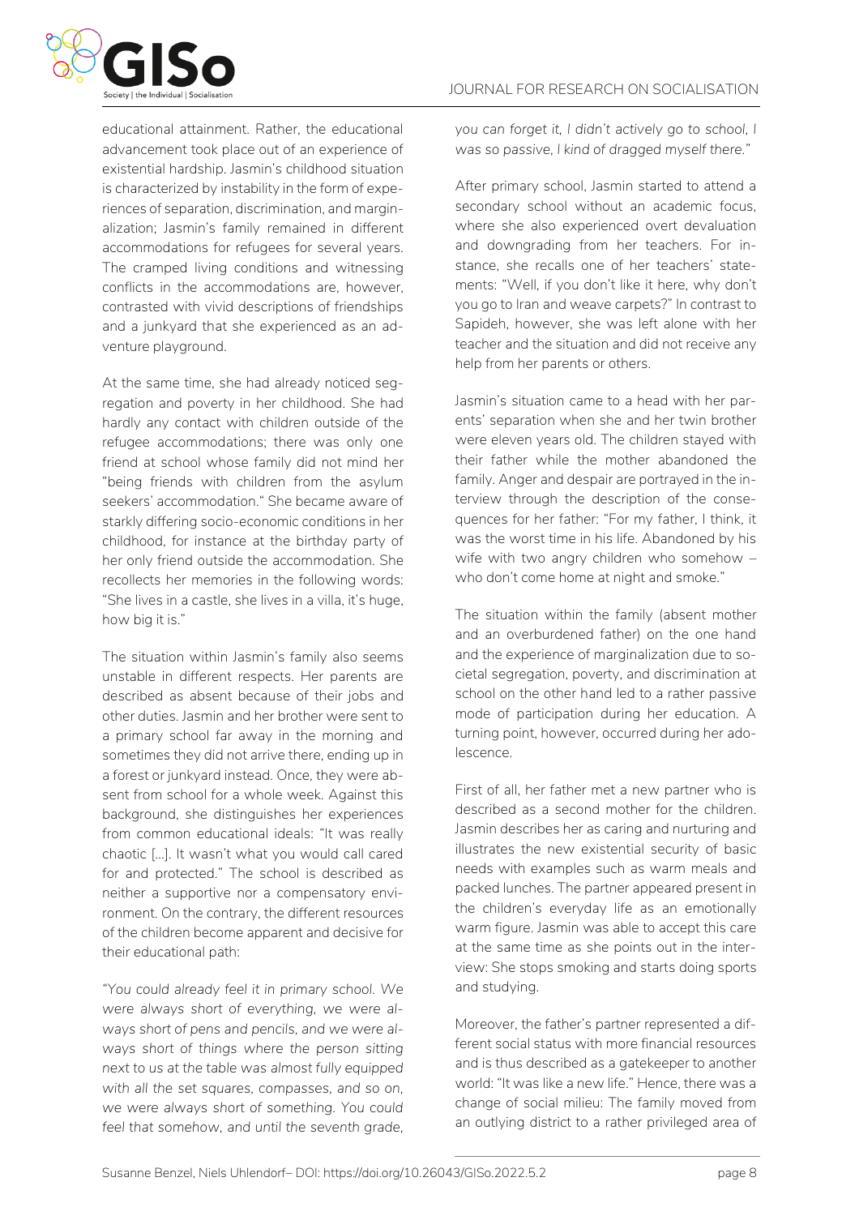educational attainment. Rather, the educational advancement took place out of an experience of existential hardship. Jasmin's childhood situation is characterized by instability in the form of experiences of separation, discrimination, and marginalization; Jasmin's family remained in different accommodations for refugees for several years. The cramped living conditions and witnessing conflicts in the accommodations are, however, contrasted with vivid descriptions of friendships and a junkyard that she experienced as an adventure playground.

At the same time, she had already noticed segregation and poverty in her childhood. She had hardly any contact with children outside of the refugee accommodations; there was only one friend at school whose family did not mind her "being friends with children from the asylum seekers' accommodation." She became aware of starkly differing socio-economic conditions in her childhood, for instance at the birthday party of her only friend outside the accommodation. She recollects her memories in the following words: "She lives in a castle, she lives in a villa, it's huge, how big it is."

The situation within Jasmin's family also seems unstable in different respects. Her parents are described as absent because of their jobs and other duties. Jasmin and her brother were sent to a primary school far away in the morning and sometimes they did not arrive there, ending up in a forest or junkyard instead. Once, they were absent from school for a whole week. Against this background, she distinguishes her experiences from common educational ideals: "It was really chaotic [...]. It wasn't what you would call cared for and protected." The school is described as neither a supportive nor a compensatory environment. On the contrary, the different resources of the children become apparent and decisive for their educational path:

*"You could already feel it in primary school. We were always short of everything, we were always short of pens and pencils, and we were always short of things where the person sitting next to us at the table was almost fully equipped with all the set squares, compasses, and so on, we were always short of something. You could feel that somehow, and until the seventh grade, you can forget it, I didn't actively go to school, I was so passive, I kind of dragged myself there."*

After primary school, Jasmin started to attend a secondary school without an academic focus, where she also experienced overt devaluation and downgrading from her teachers. For instance, she recalls one of her teachers' statements: "Well, if you don't like it here, why don't you go to Iran and weave carpets?" In contrast to Sapideh, however, she was left alone with her teacher and the situation and did not receive any help from her parents or others.

Jasmin's situation came to a head with her parents' separation when she and her twin brother were eleven years old. The children stayed with their father while the mother abandoned the family. Anger and despair are portrayed in the interview through the description of the consequences for her father: "For my father, I think, it was the worst time in his life. Abandoned by his wife with two angry children who somehow – who don't come home at night and smoke."

The situation within the family (absent mother and an overburdened father) on the one hand and the experience of marginalization due to societal segregation, poverty, and discrimination at school on the other hand led to a rather passive mode of participation during her education. A turning point, however, occurred during her adolescence.

First of all, her father met a new partner who is described as a second mother for the children. Jasmin describes her as caring and nurturing and illustrates the new existential security of basic needs with examples such as warm meals and packed lunches. The partner appeared present in the children's everyday life as an emotionally warm figure. Jasmin was able to accept this care at the same time as she points out in the interview: She stops smoking and starts doing sports and studying.

Moreover, the father's partner represented a different social status with more financial resources and is thus described as a gatekeeper to another world: "It was like a new life." Hence, there was a change of social milieu: The family moved from an outlying district to a rather privileged area of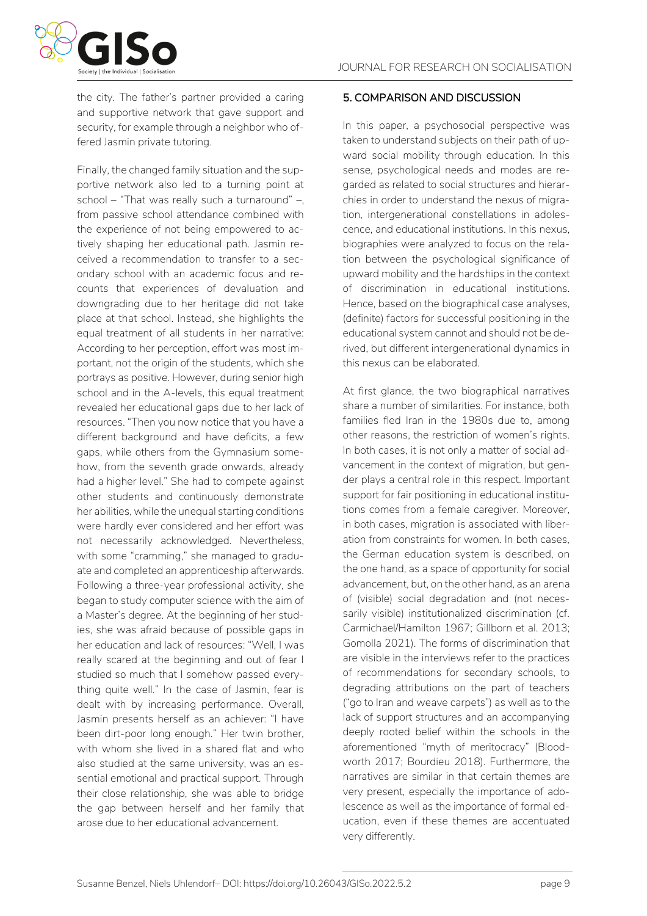the city. The father's partner provided a caring and supportive network that gave support and security, for example through a neighbor who offered Jasmin private tutoring.

Finally, the changed family situation and the supportive network also led to a turning point at school – "That was really such a turnaround" –, from passive school attendance combined with the experience of not being empowered to actively shaping her educational path. Jasmin received a recommendation to transfer to a secondary school with an academic focus and recounts that experiences of devaluation and downgrading due to her heritage did not take place at that school. Instead, she highlights the equal treatment of all students in her narrative: According to her perception, effort was most important, not the origin of the students, which she portrays as positive. However, during senior high school and in the A-levels, this equal treatment revealed her educational gaps due to her lack of resources. "Then you now notice that you have a different background and have deficits, a few gaps, while others from the Gymnasium somehow, from the seventh grade onwards, already had a higher level." She had to compete against other students and continuously demonstrate her abilities, while the unequal starting conditions were hardly ever considered and her effort was not necessarily acknowledged. Nevertheless, with some "cramming," she managed to graduate and completed an apprenticeship afterwards. Following a three-year professional activity, she began to study computer science with the aim of a Master's degree. At the beginning of her studies, she was afraid because of possible gaps in her education and lack of resources: "Well, I was really scared at the beginning and out of fear I studied so much that I somehow passed everything quite well." In the case of Jasmin, fear is dealt with by increasing performance. Overall, Jasmin presents herself as an achiever: "I have been dirt-poor long enough." Her twin brother, with whom she lived in a shared flat and who also studied at the same university, was an essential emotional and practical support. Through their close relationship, she was able to bridge the gap between herself and her family that arose due to her educational advancement.

## 5. COMPARISON AND DISCUSSION

In this paper, a psychosocial perspective was taken to understand subjects on their path of upward social mobility through education. In this sense, psychological needs and modes are regarded as related to social structures and hierarchies in order to understand the nexus of migration, intergenerational constellations in adolescence, and educational institutions. In this nexus, biographies were analyzed to focus on the relation between the psychological significance of upward mobility and the hardships in the context of discrimination in educational institutions. Hence, based on the biographical case analyses, (definite) factors for successful positioning in the educational system cannot and should not be derived, but different intergenerational dynamics in this nexus can be elaborated.

At first glance, the two biographical narratives share a number of similarities. For instance, both families fled Iran in the 1980s due to, among other reasons, the restriction of women's rights. In both cases, it is not only a matter of social advancement in the context of migration, but gender plays a central role in this respect. Important support for fair positioning in educational institutions comes from a female caregiver. Moreover, in both cases, migration is associated with liberation from constraints for women. In both cases, the German education system is described, on the one hand, as a space of opportunity for social advancement, but, on the other hand, as an arena of (visible) social degradation and (not necessarily visible) institutionalized discrimination (cf. Carmichael/Hamilton 1967; Gillborn et al. 2013; Gomolla 2021). The forms of discrimination that are visible in the interviews refer to the practices of recommendations for secondary schools, to degrading attributions on the part of teachers ("go to Iran and weave carpets") as well as to the lack of support structures and an accompanying deeply rooted belief within the schools in the aforementioned "myth of meritocracy" (Bloodworth 2017; Bourdieu 2018). Furthermore, the narratives are similar in that certain themes are very present, especially the importance of adolescence as well as the importance of formal education, even if these themes are accentuated very differently.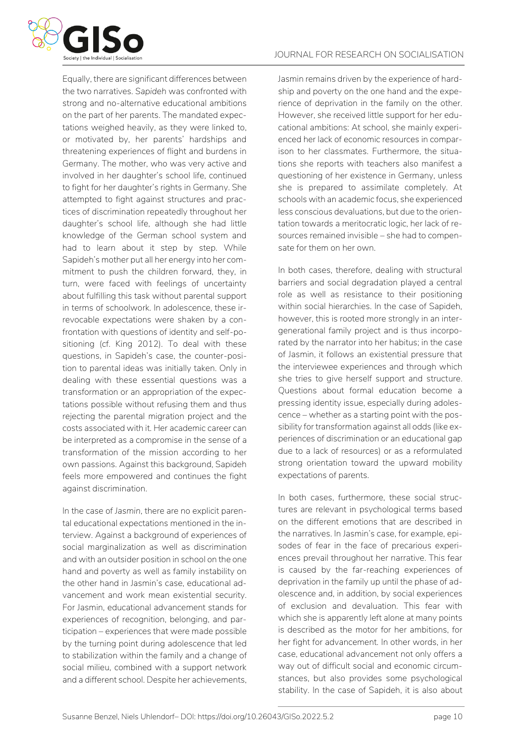Equally, there are significant differences between the two narratives. *Sapideh* was confronted with strong and no-alternative educational ambitions on the part of her parents. The mandated expectations weighed heavily, as they were linked to, or motivated by, her parents' hardships and threatening experiences of flight and burdens in Germany. The mother, who was very active and involved in her daughter's school life, continued to fight for her daughter's rights in Germany. She attempted to fight against structures and practices of discrimination repeatedly throughout her daughter's school life, although she had little knowledge of the German school system and had to learn about it step by step. While Sapideh's mother put all her energy into her commitment to push the children forward, they, in turn, were faced with feelings of uncertainty about fulfilling this task without parental support in terms of schoolwork. In adolescence, these irrevocable expectations were shaken by a confrontation with questions of identity and self-positioning (cf. King 2012). To deal with these questions, in Sapideh's case, the counter-position to parental ideas was initially taken. Only in dealing with these essential questions was a transformation or an appropriation of the expectations possible without refusing them and thus rejecting the parental migration project and the costs associated with it. Her academic career can be interpreted as a compromise in the sense of a transformation of the mission according to her own passions. Against this background, Sapideh feels more empowered and continues the fight against discrimination.

In the case of *Jasmin*, there are no explicit parental educational expectations mentioned in the interview. Against a background of experiences of social marginalization as well as discrimination and with an outsider position in school on the one hand and poverty as well as family instability on the other hand in Jasmin's case, educational advancement and work mean existential security. For Jasmin, educational advancement stands for experiences of recognition, belonging, and participation – experiences that were made possible by the turning point during adolescence that led to stabilization within the family and a change of social milieu, combined with a support network and a different school. Despite her achievements, Jasmin remains driven by the experience of hardship and poverty on the one hand and the experience of deprivation in the family on the other. However, she received little support for her educational ambitions: At school, she mainly experienced her lack of economic resources in comparison to her classmates. Furthermore, the situations she reports with teachers also manifest a questioning of her existence in Germany, unless she is prepared to assimilate completely. At schools with an academic focus, she experienced less conscious devaluations, but due to the orientation towards a meritocratic logic, her lack of resources remained invisible – she had to compensate for them on her own.

In both cases, therefore, dealing with structural barriers and social degradation played a central role as well as resistance to their positioning within social hierarchies. In the case of Sapideh, however, this is rooted more strongly in an intergenerational family project and is thus incorporated by the narrator into her habitus; in the case of Jasmin, it follows an existential pressure that the interviewee experiences and through which she tries to give herself support and structure. Questions about formal education become a pressing identity issue, especially during adolescence – whether as a starting point with the possibility for transformation against all odds (like experiences of discrimination or an educational gap due to a lack of resources) or as a reformulated strong orientation toward the upward mobility expectations of parents.

In both cases, furthermore, these social structures are relevant in psychological terms based on the different emotions that are described in the narratives. In Jasmin's case, for example, episodes of fear in the face of precarious experiences prevail throughout her narrative. This fear is caused by the far-reaching experiences of deprivation in the family up until the phase of adolescence and, in addition, by social experiences of exclusion and devaluation. This fear with which she is apparently left alone at many points is described as the motor for her ambitions, for her fight for advancement. In other words, in her case, educational advancement not only offers a way out of difficult social and economic circumstances, but also provides some psychological stability. In the case of Sapideh, it is also about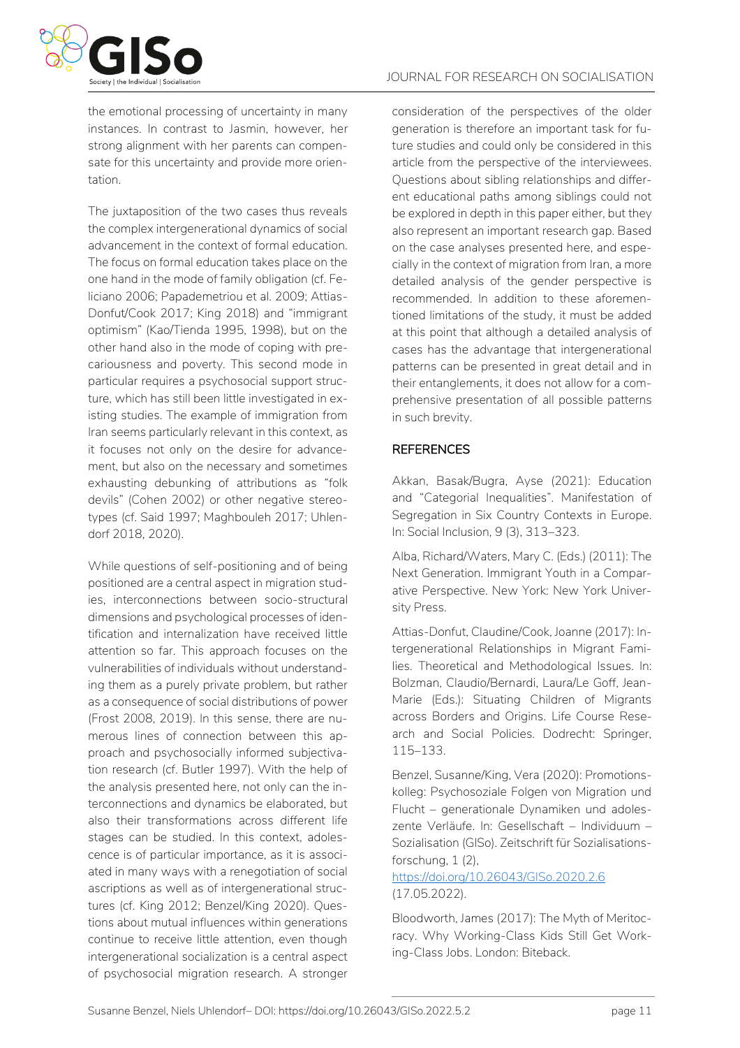the emotional processing of uncertainty in many instances. In contrast to Jasmin, however, her strong alignment with her parents can compensate for this uncertainty and provide more orientation.

The juxtaposition of the two cases thus reveals the complex intergenerational dynamics of social advancement in the context of formal education. The focus on formal education takes place on the one hand in the mode of family obligation (cf. Feliciano 2006; Papademetriou et al. 2009; Attias-Donfut/Cook 2017; King 2018) and "immigrant optimism" (Kao/Tienda 1995, 1998), but on the other hand also in the mode of coping with precariousness and poverty. This second mode in particular requires a psychosocial support structure, which has still been little investigated in existing studies. The example of immigration from Iran seems particularly relevant in this context, as it focuses not only on the desire for advancement, but also on the necessary and sometimes exhausting debunking of attributions as "folk devils" (Cohen 2002) or other negative stereotypes (cf. Said 1997; Maghbouleh 2017; Uhlendorf 2018, 2020).

While questions of self-positioning and of being positioned are a central aspect in migration studies, interconnections between socio-structural dimensions and psychological processes of identification and internalization have received little attention so far. This approach focuses on the vulnerabilities of individuals without understanding them as a purely private problem, but rather as a consequence of social distributions of power (Frost 2008, 2019). In this sense, there are numerous lines of connection between this approach and psychosocially informed subjectivation research (cf. Butler 1997). With the help of the analysis presented here, not only can the interconnections and dynamics be elaborated, but also their transformations across different life stages can be studied. In this context, adolescence is of particular importance, as it is associated in many ways with a renegotiation of social ascriptions as well as of intergenerational structures (cf. King 2012; Benzel/King 2020). Questions about mutual influences within generations continue to receive little attention, even though intergenerational socialization is a central aspect of psychosocial migration research. A stronger consideration of the perspectives of the older generation is therefore an important task for future studies and could only be considered in this article from the perspective of the interviewees. Questions about sibling relationships and different educational paths among siblings could not be explored in depth in this paper either, but they also represent an important research gap. Based on the case analyses presented here, and especially in the context of migration from Iran, a more detailed analysis of the gender perspective is recommended. In addition to these aforementioned limitations of the study, it must be added at this point that although a detailed analysis of cases has the advantage that intergenerational patterns can be presented in great detail and in their entanglements, it does not allow for a comprehensive presentation of all possible patterns in such brevity.

## REFERENCES

Akkan, Basak/Bugra, Ayse (2021): Education and "Categorial Inequalities". Manifestation of Segregation in Six Country Contexts in Europe. In: Social Inclusion, 9 (3), 313–323.

Alba, Richard/Waters, Mary C. (Eds.) (2011): The Next Generation. Immigrant Youth in a Comparative Perspective. New York: New York University Press.

Attias-Donfut, Claudine/Cook, Joanne (2017): Intergenerational Relationships in Migrant Families. Theoretical and Methodological Issues. In: Bolzman, Claudio/Bernardi, Laura/Le Goff, Jean-Marie (Eds.): Situating Children of Migrants across Borders and Origins. Life Course Research and Social Policies. Dodrecht: Springer, 115–133.

Benzel, Susanne/King, Vera (2020): Promotionskolleg: Psychosoziale Folgen von Migration und Flucht – generationale Dynamiken und adoleszente Verläufe. In: Gesellschaft – Individuum – Sozialisation (GISo). Zeitschrift für Sozialisationsforschung, 1 (2), https://doi.org/10.26043/GISo.2020.2.6 (17.05.2022).

Bloodworth, James (2017): The Myth of Meritocracy. Why Working-Class Kids Still Get Working-Class Jobs. London: Biteback.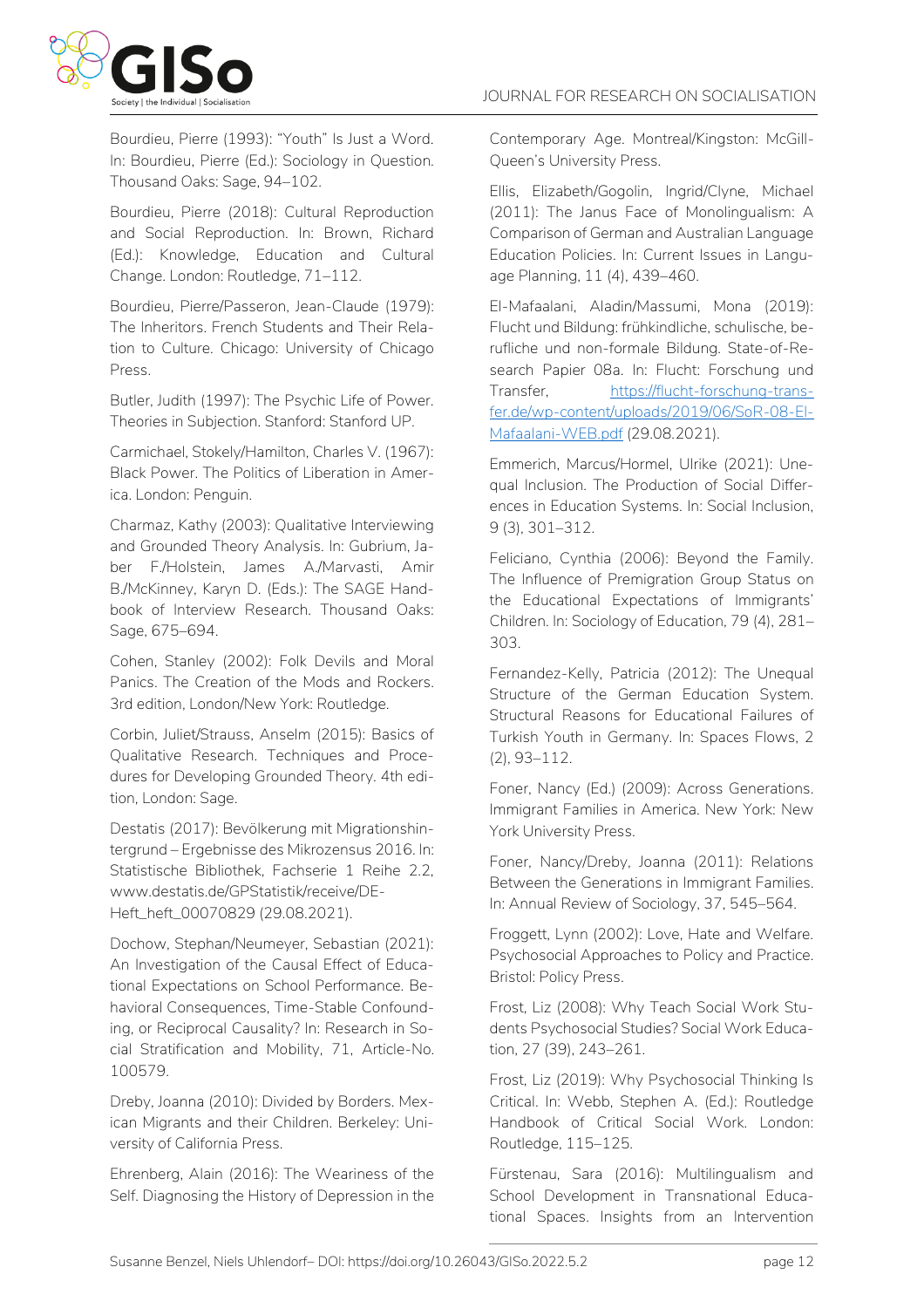Bourdieu, Pierre (1993): "Youth" Is Just a Word. In: Bourdieu, Pierre (Ed.): Sociology in Question. Thousand Oaks: Sage, 94–102.

Bourdieu, Pierre (2018): Cultural Reproduction and Social Reproduction. In: Brown, Richard (Ed.): Knowledge, Education and Cultural Change. London: Routledge, 71–112.

Bourdieu, Pierre/Passeron, Jean-Claude (1979): The Inheritors. French Students and Their Relation to Culture. Chicago: University of Chicago Press.

Butler, Judith (1997): The Psychic Life of Power. Theories in Subjection. Stanford: Stanford UP.

Carmichael, Stokely/Hamilton, Charles V. (1967): Black Power. The Politics of Liberation in America. London: Penguin.

Charmaz, Kathy (2003): Qualitative Interviewing and Grounded Theory Analysis. In: Gubrium, Jaber F./Holstein, James A./Marvasti, Amir B./McKinney, Karyn D. (Eds.): The SAGE Handbook of Interview Research. Thousand Oaks: Sage, 675–694.

Cohen, Stanley (2002): Folk Devils and Moral Panics. The Creation of the Mods and Rockers. 3rd edition, London/New York: Routledge.

Corbin, Juliet/Strauss, Anselm (2015): Basics of Qualitative Research. Techniques and Procedures for Developing Grounded Theory. 4th edition, London: Sage.

Destatis (2017): Bevölkerung mit Migrationshintergrund – Ergebnisse des Mikrozensus 2016. In: Statistische Bibliothek, Fachserie 1 Reihe 2.2, www.destatis.de/GPStatistik/receive/DE-Heft_heft_00070829 (29.08.2021).

Dochow, Stephan/Neumeyer, Sebastian (2021): An Investigation of the Causal Effect of Educational Expectations on School Performance. Behavioral Consequences, Time-Stable Confounding, or Reciprocal Causality? In: Research in Social Stratification and Mobility, 71, Article-No. 100579.

Dreby, Joanna (2010): Divided by Borders. Mexican Migrants and their Children. Berkeley: University of California Press.

Ehrenberg, Alain (2016): The Weariness of the Self. Diagnosing the History of Depression in the Contemporary Age. Montreal/Kingston: McGill-Queen's University Press.

Ellis, Elizabeth/Gogolin, Ingrid/Clyne, Michael (2011): The Janus Face of Monolingualism: A Comparison of German and Australian Language Education Policies. In: Current Issues in Language Planning, 11 (4), 439–460.

El-Mafaalani, Aladin/Massumi, Mona (2019): Flucht und Bildung: frühkindliche, schulische, berufliche und non-formale Bildung. State-of-Research Papier 08a. In: Flucht: Forschung und Transfer, https://flucht-forschung-transfer.de/wp-content/uploads/2019/06/SoR-08-El-Mafaalani-WEB.pdf (29.08.2021).

Emmerich, Marcus/Hormel, Ulrike (2021): Unequal Inclusion. The Production of Social Differences in Education Systems. In: Social Inclusion, 9 (3), 301–312.

Feliciano, Cynthia (2006): Beyond the Family. The Influence of Premigration Group Status on the Educational Expectations of Immigrants' Children. In: Sociology of Education, 79 (4), 281–303.

Fernandez-Kelly, Patricia (2012): The Unequal Structure of the German Education System. Structural Reasons for Educational Failures of Turkish Youth in Germany. In: Spaces Flows, 2 (2), 93–112.

Foner, Nancy (Ed.) (2009): Across Generations. Immigrant Families in America. New York: New York University Press.

Foner, Nancy/Dreby, Joanna (2011): Relations Between the Generations in Immigrant Families. In: Annual Review of Sociology, 37, 545–564.

Froggett, Lynn (2002): Love, Hate and Welfare. Psychosocial Approaches to Policy and Practice. Bristol: Policy Press.

Frost, Liz (2008): Why Teach Social Work Students Psychosocial Studies? Social Work Education, 27 (39), 243–261.

Frost, Liz (2019): Why Psychosocial Thinking Is Critical. In: Webb, Stephen A. (Ed.): Routledge Handbook of Critical Social Work. London: Routledge, 115–125.

Fürstenau, Sara (2016): Multilingualism and School Development in Transnational Educational Spaces. Insights from an Intervention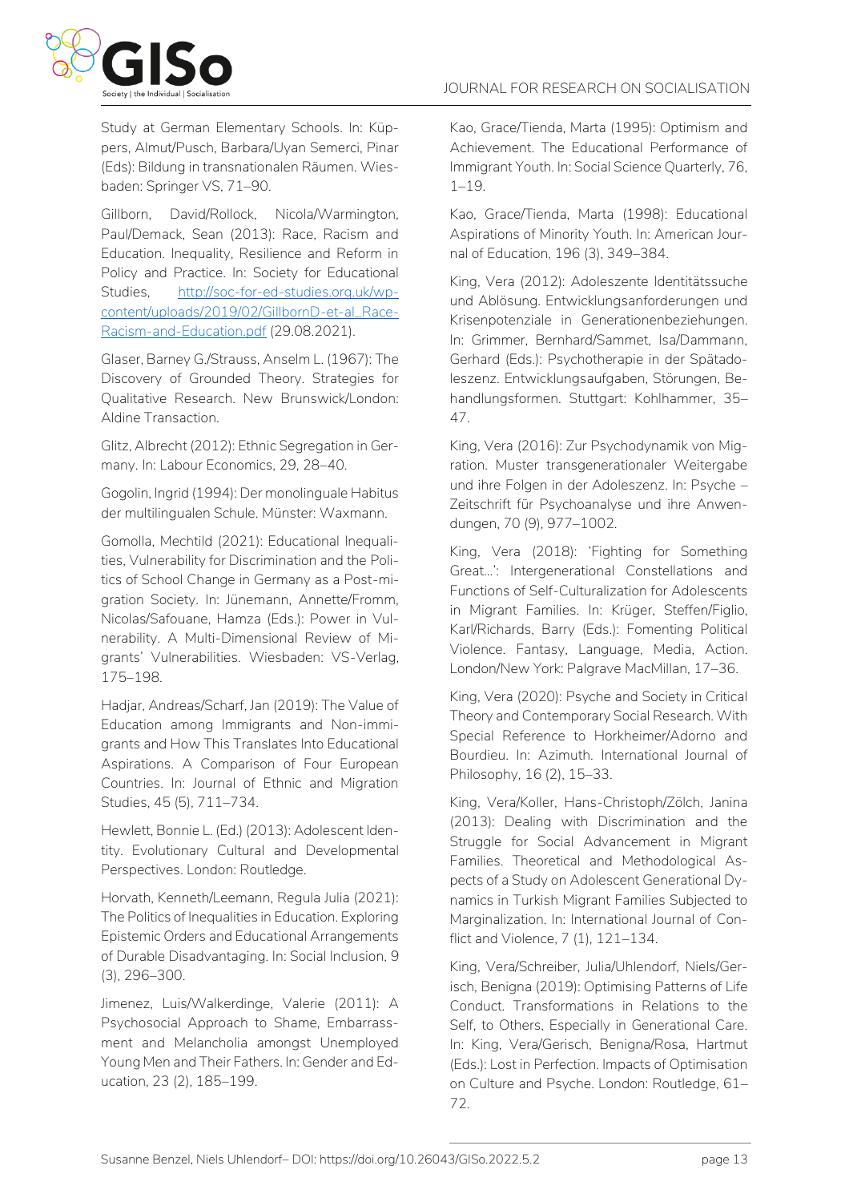Study at German Elementary Schools. In: Küppers, Almut/Pusch, Barbara/Uyan Semerci, Pinar (Eds): Bildung in transnationalen Räumen. Wiesbaden: Springer VS, 71–90.

Gillborn, David/Rollock, Nicola/Warmington, Paul/Demack, Sean (2013): Race, Racism and Education. Inequality, Resilience and Reform in Policy and Practice. In: Society for Educational Studies, http://soc-for-ed-studies.org.uk/wp-content/uploads/2019/02/GillbornD-et-al_Race-Racism-and-Education.pdf (29.08.2021).

Glaser, Barney G./Strauss, Anselm L. (1967): The Discovery of Grounded Theory. Strategies for Qualitative Research. New Brunswick/London: Aldine Transaction.

Glitz, Albrecht (2012): Ethnic Segregation in Germany. In: Labour Economics, 29, 28–40.

Gogolin, Ingrid (1994): Der monolinguale Habitus der multilingualen Schule. Münster: Waxmann.

Gomolla, Mechtild (2021): Educational Inequalities, Vulnerability for Discrimination and the Politics of School Change in Germany as a Post-migration Society. In: Jünemann, Annette/Fromm, Nicolas/Safouane, Hamza (Eds.): Power in Vulnerability. A Multi-Dimensional Review of Migrants' Vulnerabilities. Wiesbaden: VS-Verlag, 175–198.

Hadjar, Andreas/Scharf, Jan (2019): The Value of Education among Immigrants and Non-immigrants and How This Translates Into Educational Aspirations. A Comparison of Four European Countries. In: Journal of Ethnic and Migration Studies, 45 (5), 711–734.

Hewlett, Bonnie L. (Ed.) (2013): Adolescent Identity. Evolutionary Cultural and Developmental Perspectives. London: Routledge.

Horvath, Kenneth/Leemann, Regula Julia (2021): The Politics of Inequalities in Education. Exploring Epistemic Orders and Educational Arrangements of Durable Disadvantaging. In: Social Inclusion, 9 (3), 296–300.

Jimenez, Luis/Walkerdinge, Valerie (2011): A Psychosocial Approach to Shame, Embarrassment and Melancholia amongst Unemployed Young Men and Their Fathers. In: Gender and Education, 23 (2), 185–199.

Kao, Grace/Tienda, Marta (1995): Optimism and Achievement. The Educational Performance of Immigrant Youth. In: Social Science Quarterly, 76, 1–19.

Kao, Grace/Tienda, Marta (1998): Educational Aspirations of Minority Youth. In: American Journal of Education, 196 (3), 349–384.

King, Vera (2012): Adoleszente Identitätssuche und Ablösung. Entwicklungsanforderungen und Krisenpotenziale in Generationenbeziehungen. In: Grimmer, Bernhard/Sammet, Isa/Dammann, Gerhard (Eds.): Psychotherapie in der Spätadoleszenz. Entwicklungsaufgaben, Störungen, Behandlungsformen. Stuttgart: Kohlhammer, 35–47.

King, Vera (2016): Zur Psychodynamik von Migration. Muster transgenerationaler Weitergabe und ihre Folgen in der Adoleszenz. In: Psyche – Zeitschrift für Psychoanalyse und ihre Anwendungen, 70 (9), 977–1002.

King, Vera (2018): 'Fighting for Something Great…': Intergenerational Constellations and Functions of Self-Culturalization for Adolescents in Migrant Families. In: Krüger, Steffen/Figlio, Karl/Richards, Barry (Eds.): Fomenting Political Violence. Fantasy, Language, Media, Action. London/New York: Palgrave MacMillan, 17–36.

King, Vera (2020): Psyche and Society in Critical Theory and Contemporary Social Research. With Special Reference to Horkheimer/Adorno and Bourdieu. In: Azimuth. International Journal of Philosophy, 16 (2), 15–33.

King, Vera/Koller, Hans-Christoph/Zölch, Janina (2013): Dealing with Discrimination and the Struggle for Social Advancement in Migrant Families. Theoretical and Methodological Aspects of a Study on Adolescent Generational Dynamics in Turkish Migrant Families Subjected to Marginalization. In: International Journal of Conflict and Violence, 7 (1), 121–134.

King, Vera/Schreiber, Julia/Uhlendorf, Niels/Gerisch, Benigna (2019): Optimising Patterns of Life Conduct. Transformations in Relations to the Self, to Others, Especially in Generational Care. In: King, Vera/Gerisch, Benigna/Rosa, Hartmut (Eds.): Lost in Perfection. Impacts of Optimisation on Culture and Psyche. London: Routledge, 61–72.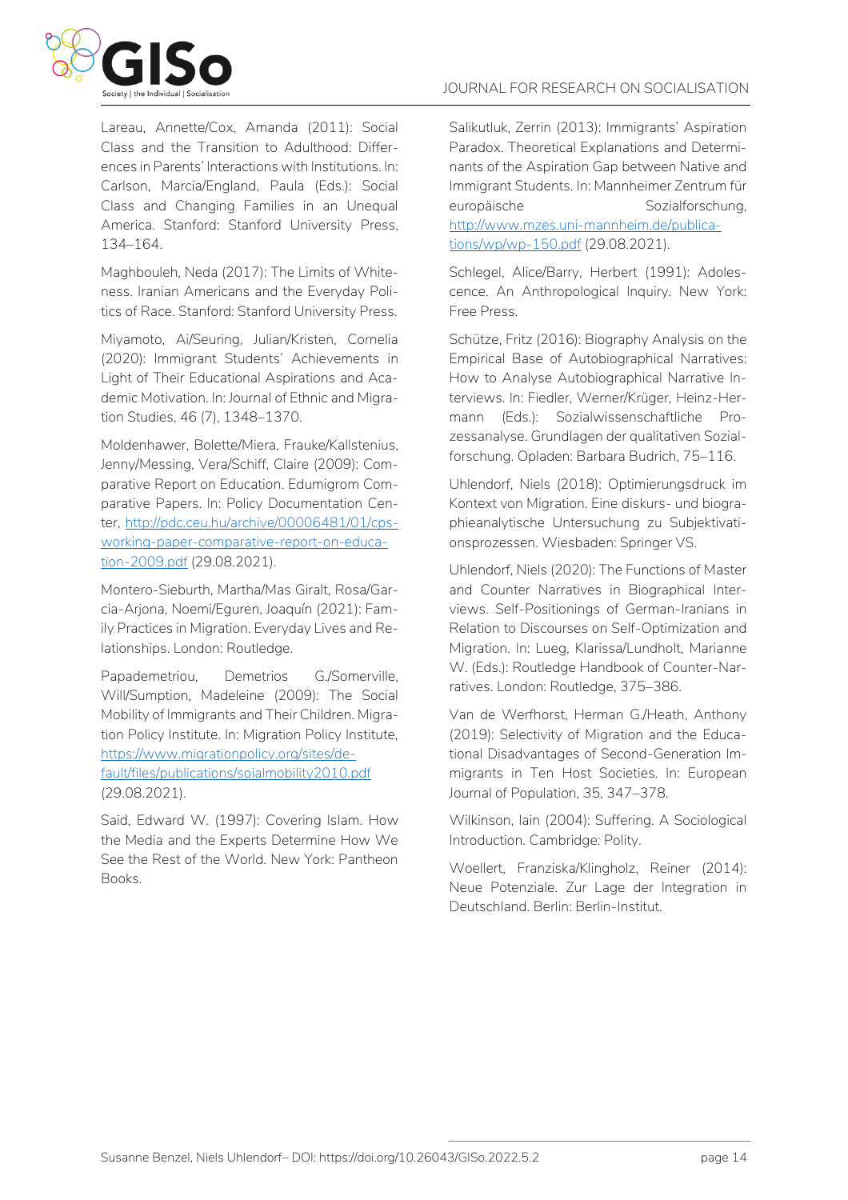Lareau, Annette/Cox, Amanda (2011): Social Class and the Transition to Adulthood: Differences in Parents' Interactions with Institutions. In: Carlson, Marcia/England, Paula (Eds.): Social Class and Changing Families in an Unequal America. Stanford: Stanford University Press, 134–164.

Maghbouleh, Neda (2017): The Limits of Whiteness. Iranian Americans and the Everyday Politics of Race. Stanford: Stanford University Press.

Miyamoto, Ai/Seuring, Julian/Kristen, Cornelia (2020): Immigrant Students' Achievements in Light of Their Educational Aspirations and Academic Motivation. In: Journal of Ethnic and Migration Studies, 46 (7), 1348–1370.

Moldenhawer, Bolette/Miera, Frauke/Kallstenius, Jenny/Messing, Vera/Schiff, Claire (2009): Comparative Report on Education. Edumigrom Comparative Papers. In: Policy Documentation Center, http://pdc.ceu.hu/archive/00006481/01/cps-working-paper-comparative-report-on-education-2009.pdf (29.08.2021).

Montero-Sieburth, Martha/Mas Giralt, Rosa/Garcia-Arjona, Noemi/Eguren, Joaquín (2021): Family Practices in Migration. Everyday Lives and Relationships. London: Routledge.

Papademetriou, Demetrios G./Somerville, Will/Sumption, Madeleine (2009): The Social Mobility of Immigrants and Their Children. Migration Policy Institute. In: Migration Policy Institute, https://www.migrationpolicy.org/sites/default/files/publications/soialmobility2010.pdf (29.08.2021).

Said, Edward W. (1997): Covering Islam. How the Media and the Experts Determine How We See the Rest of the World. New York: Pantheon Books.

Salikutluk, Zerrin (2013): Immigrants' Aspiration Paradox. Theoretical Explanations and Determinants of the Aspiration Gap between Native and Immigrant Students. In: Mannheimer Zentrum für europäische Sozialforschung, http://www.mzes.uni-mannheim.de/publications/wp/wp-150.pdf (29.08.2021).

Schlegel, Alice/Barry, Herbert (1991): Adolescence. An Anthropological Inquiry. New York: Free Press.

Schütze, Fritz (2016): Biography Analysis on the Empirical Base of Autobiographical Narratives: How to Analyse Autobiographical Narrative Interviews. In: Fiedler, Werner/Krüger, Heinz-Hermann (Eds.): Sozialwissenschaftliche Prozessanalyse. Grundlagen der qualitativen Sozialforschung. Opladen: Barbara Budrich, 75–116.

Uhlendorf, Niels (2018): Optimierungsdruck im Kontext von Migration. Eine diskurs- und biographieanalytische Untersuchung zu Subjektivationsprozessen. Wiesbaden: Springer VS.

Uhlendorf, Niels (2020): The Functions of Master and Counter Narratives in Biographical Interviews. Self-Positionings of German-Iranians in Relation to Discourses on Self-Optimization and Migration. In: Lueg, Klarissa/Lundholt, Marianne W. (Eds.): Routledge Handbook of Counter-Narratives. London: Routledge, 375–386.

Van de Werfhorst, Herman G./Heath, Anthony (2019): Selectivity of Migration and the Educational Disadvantages of Second-Generation Immigrants in Ten Host Societies. In: European Journal of Population, 35, 347–378.

Wilkinson, Iain (2004): Suffering. A Sociological Introduction. Cambridge: Polity.

Woellert, Franziska/Klingholz, Reiner (2014): Neue Potenziale. Zur Lage der Integration in Deutschland. Berlin: Berlin-Institut.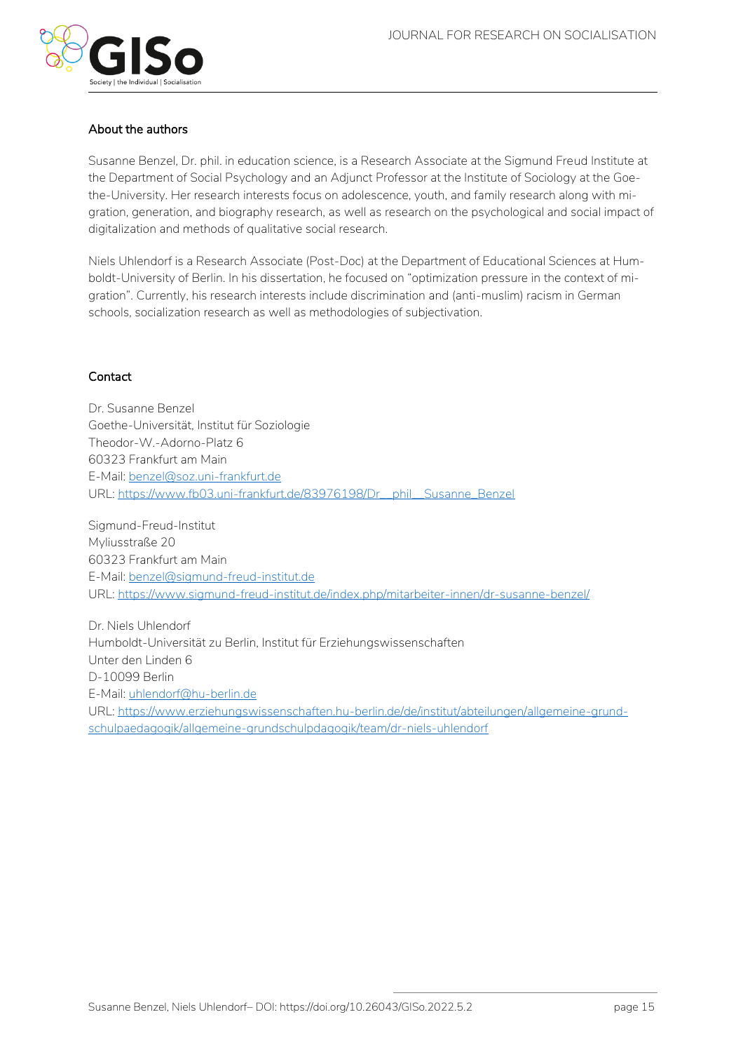### About the authors

Susanne Benzel, Dr. phil. in education science, is a Research Associate at the Sigmund Freud Institute at the Department of Social Psychology and an Adjunct Professor at the Institute of Sociology at the Goethe-University. Her research interests focus on adolescence, youth, and family research along with migration, generation, and biography research, as well as research on the psychological and social impact of digitalization and methods of qualitative social research.

Niels Uhlendorf is a Research Associate (Post-Doc) at the Department of Educational Sciences at Humboldt-University of Berlin. In his dissertation, he focused on "optimization pressure in the context of migration". Currently, his research interests include discrimination and (anti-muslim) racism in German schools, socialization research as well as methodologies of subjectivation.

### Contact

Dr. Susanne Benzel
Goethe-Universität, Institut für Soziologie
Theodor-W.-Adorno-Platz 6
60323 Frankfurt am Main
E-Mail: benzel@soz.uni-frankfurt.de
URL: https://www.fb03.uni-frankfurt.de/83976198/Dr__phil__Susanne_Benzel

Sigmund-Freud-Institut
Myliusstraße 20
60323 Frankfurt am Main
E-Mail: benzel@sigmund-freud-institut.de
URL: https://www.sigmund-freud-institut.de/index.php/mitarbeiter-innen/dr-susanne-benzel/

Dr. Niels Uhlendorf
Humboldt-Universität zu Berlin, Institut für Erziehungswissenschaften
Unter den Linden 6
D-10099 Berlin
E-Mail: uhlendorf@hu-berlin.de
URL: https://www.erziehungswissenschaften.hu-berlin.de/de/institut/abteilungen/allgemeine-grundschulpaedagogik/allgemeine-grundschulpdagogik/team/dr-niels-uhlendorf